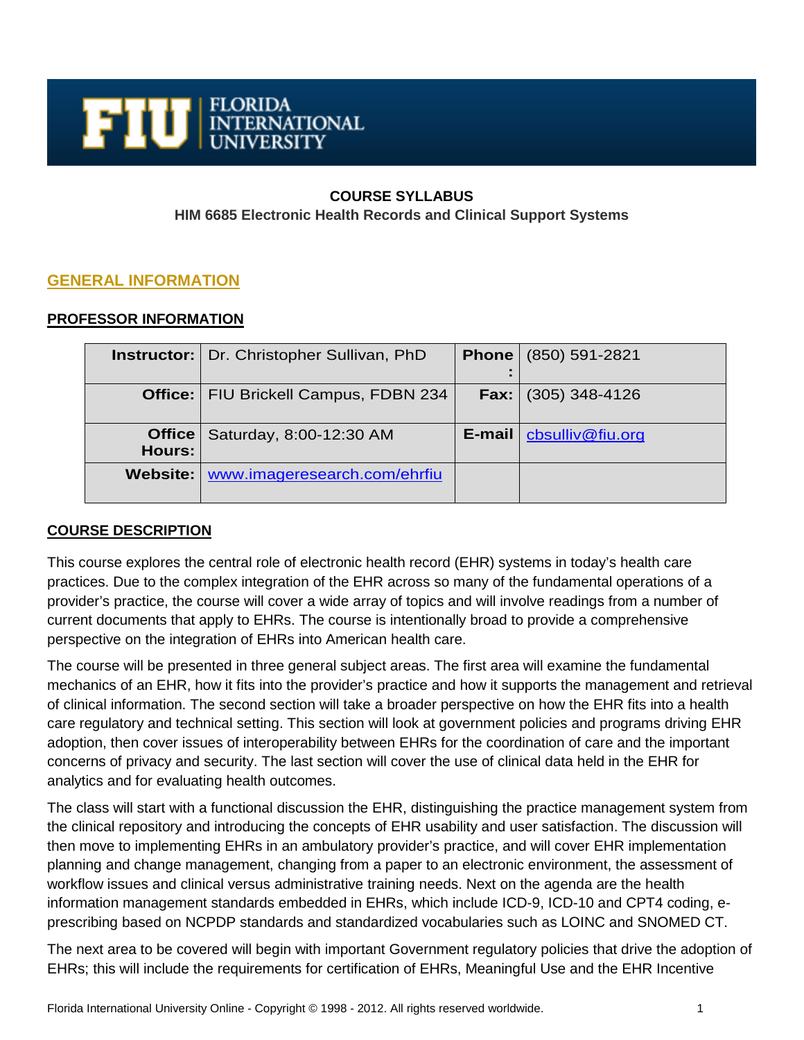FLORIDA INTERNATIONAL UNIVERSITY

**COURSE SYLLABUS**

**HIM 6685 Electronic Health Records and Clinical Support Systems**

## GENERAL INFORMATION

### PROFESSOR INFORMATION

| | | | |
|---|---|---|---|
| **Instructor:** | Dr. Christopher Sullivan, PhD | **Phone:** | (850) 591-2821 |
| **Office:** | FIU Brickell Campus, FDBN 234 | **Fax:** | (305) 348-4126 |
| **Office Hours:** | Saturday, 8:00-12:30 AM | **E-mail** | cbsulliv@fiu.org |
| **Website:** | www.imageresearch.com/ehrfiu | | |

### COURSE DESCRIPTION

This course explores the central role of electronic health record (EHR) systems in today's health care practices. Due to the complex integration of the EHR across so many of the fundamental operations of a provider's practice, the course will cover a wide array of topics and will involve readings from a number of current documents that apply to EHRs. The course is intentionally broad to provide a comprehensive perspective on the integration of EHRs into American health care.

The course will be presented in three general subject areas. The first area will examine the fundamental mechanics of an EHR, how it fits into the provider's practice and how it supports the management and retrieval of clinical information. The second section will take a broader perspective on how the EHR fits into a health care regulatory and technical setting. This section will look at government policies and programs driving EHR adoption, then cover issues of interoperability between EHRs for the coordination of care and the important concerns of privacy and security. The last section will cover the use of clinical data held in the EHR for analytics and for evaluating health outcomes.

The class will start with a functional discussion the EHR, distinguishing the practice management system from the clinical repository and introducing the concepts of EHR usability and user satisfaction. The discussion will then move to implementing EHRs in an ambulatory provider's practice, and will cover EHR implementation planning and change management, changing from a paper to an electronic environment, the assessment of workflow issues and clinical versus administrative training needs. Next on the agenda are the health information management standards embedded in EHRs, which include ICD-9, ICD-10 and CPT4 coding, e-prescribing based on NCPDP standards and standardized vocabularies such as LOINC and SNOMED CT.

The next area to be covered will begin with important Government regulatory policies that drive the adoption of EHRs; this will include the requirements for certification of EHRs, Meaningful Use and the EHR Incentive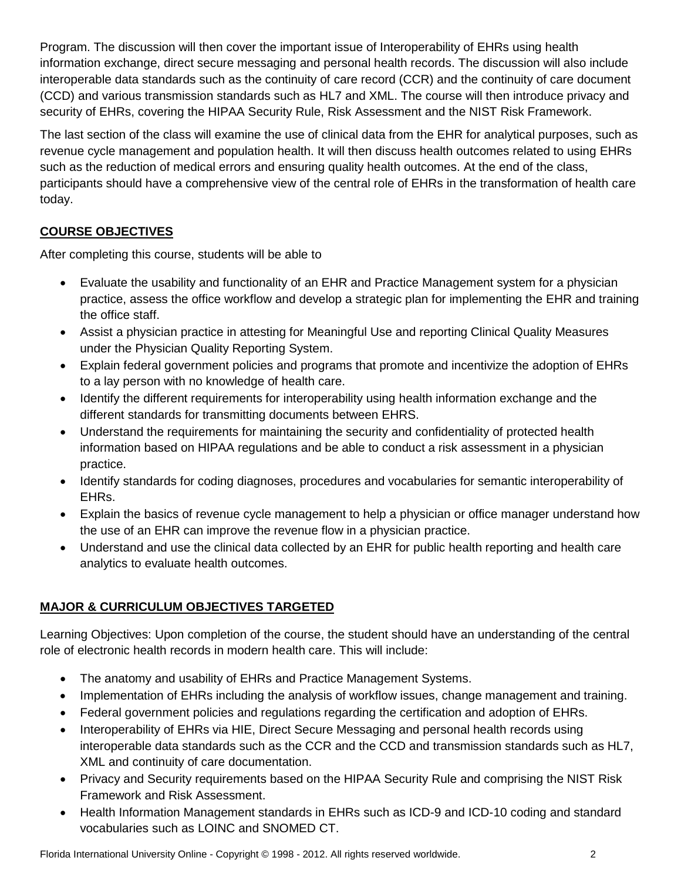Program. The discussion will then cover the important issue of Interoperability of EHRs using health information exchange, direct secure messaging and personal health records. The discussion will also include interoperable data standards such as the continuity of care record (CCR) and the continuity of care document (CCD) and various transmission standards such as HL7 and XML. The course will then introduce privacy and security of EHRs, covering the HIPAA Security Rule, Risk Assessment and the NIST Risk Framework.

The last section of the class will examine the use of clinical data from the EHR for analytical purposes, such as revenue cycle management and population health. It will then discuss health outcomes related to using EHRs such as the reduction of medical errors and ensuring quality health outcomes. At the end of the class, participants should have a comprehensive view of the central role of EHRs in the transformation of health care today.

## COURSE OBJECTIVES

After completing this course, students will be able to

- Evaluate the usability and functionality of an EHR and Practice Management system for a physician practice, assess the office workflow and develop a strategic plan for implementing the EHR and training the office staff.
- Assist a physician practice in attesting for Meaningful Use and reporting Clinical Quality Measures under the Physician Quality Reporting System.
- Explain federal government policies and programs that promote and incentivize the adoption of EHRs to a lay person with no knowledge of health care.
- Identify the different requirements for interoperability using health information exchange and the different standards for transmitting documents between EHRS.
- Understand the requirements for maintaining the security and confidentiality of protected health information based on HIPAA regulations and be able to conduct a risk assessment in a physician practice.
- Identify standards for coding diagnoses, procedures and vocabularies for semantic interoperability of EHRs.
- Explain the basics of revenue cycle management to help a physician or office manager understand how the use of an EHR can improve the revenue flow in a physician practice.
- Understand and use the clinical data collected by an EHR for public health reporting and health care analytics to evaluate health outcomes.

## MAJOR & CURRICULUM OBJECTIVES TARGETED

Learning Objectives: Upon completion of the course, the student should have an understanding of the central role of electronic health records in modern health care. This will include:

- The anatomy and usability of EHRs and Practice Management Systems.
- Implementation of EHRs including the analysis of workflow issues, change management and training.
- Federal government policies and regulations regarding the certification and adoption of EHRs.
- Interoperability of EHRs via HIE, Direct Secure Messaging and personal health records using interoperable data standards such as the CCR and the CCD and transmission standards such as HL7, XML and continuity of care documentation.
- Privacy and Security requirements based on the HIPAA Security Rule and comprising the NIST Risk Framework and Risk Assessment.
- Health Information Management standards in EHRs such as ICD-9 and ICD-10 coding and standard vocabularies such as LOINC and SNOMED CT.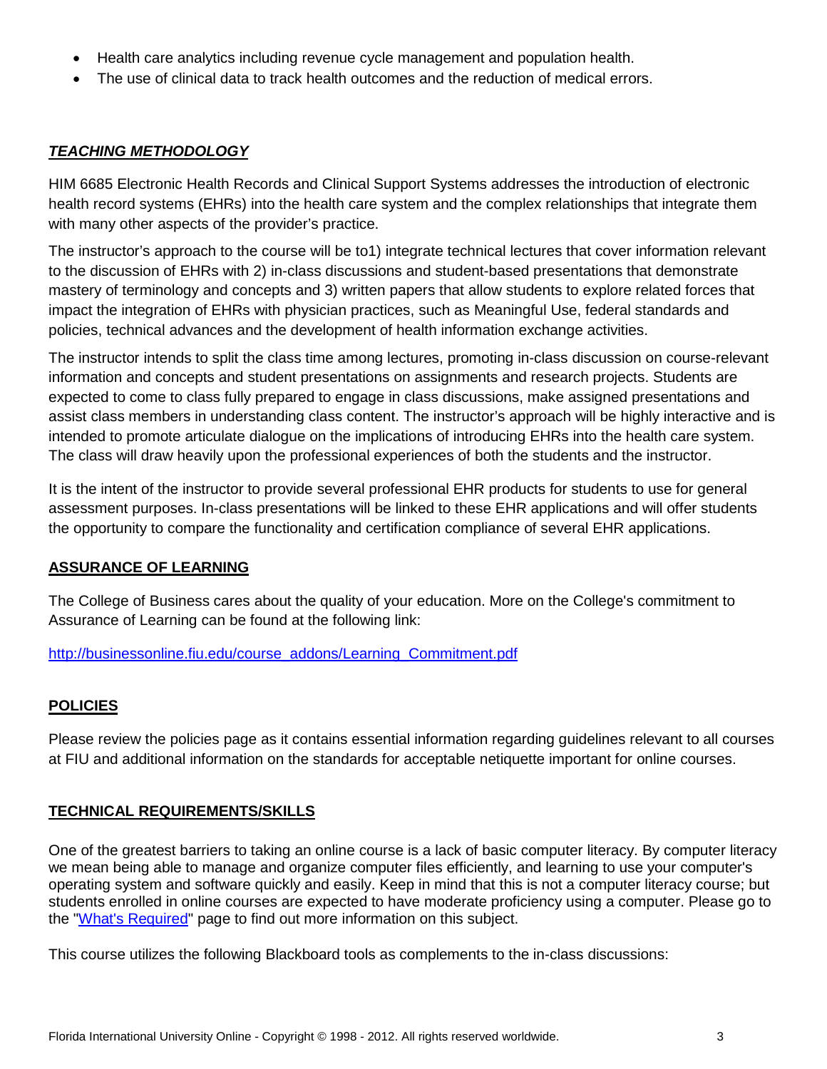- Health care analytics including revenue cycle management and population health.
- The use of clinical data to track health outcomes and the reduction of medical errors.

## ***TEACHING METHODOLOGY***

HIM 6685 Electronic Health Records and Clinical Support Systems addresses the introduction of electronic health record systems (EHRs) into the health care system and the complex relationships that integrate them with many other aspects of the provider's practice.

The instructor's approach to the course will be to1) integrate technical lectures that cover information relevant to the discussion of EHRs with 2) in-class discussions and student-based presentations that demonstrate mastery of terminology and concepts and 3) written papers that allow students to explore related forces that impact the integration of EHRs with physician practices, such as Meaningful Use, federal standards and policies, technical advances and the development of health information exchange activities.

The instructor intends to split the class time among lectures, promoting in-class discussion on course-relevant information and concepts and student presentations on assignments and research projects. Students are expected to come to class fully prepared to engage in class discussions, make assigned presentations and assist class members in understanding class content. The instructor's approach will be highly interactive and is intended to promote articulate dialogue on the implications of introducing EHRs into the health care system. The class will draw heavily upon the professional experiences of both the students and the instructor.

It is the intent of the instructor to provide several professional EHR products for students to use for general assessment purposes. In-class presentations will be linked to these EHR applications and will offer students the opportunity to compare the functionality and certification compliance of several EHR applications.

## **ASSURANCE OF LEARNING**

The College of Business cares about the quality of your education. More on the College's commitment to Assurance of Learning can be found at the following link:

[http://businessonline.fiu.edu/course_addons/Learning_Commitment.pdf](http://businessonline.fiu.edu/course_addons/Learning_Commitment.pdf)

## **POLICIES**

Please review the policies page as it contains essential information regarding guidelines relevant to all courses at FIU and additional information on the standards for acceptable netiquette important for online courses.

## **TECHNICAL REQUIREMENTS/SKILLS**

One of the greatest barriers to taking an online course is a lack of basic computer literacy. By computer literacy we mean being able to manage and organize computer files efficiently, and learning to use your computer's operating system and software quickly and easily. Keep in mind that this is not a computer literacy course; but students enrolled in online courses are expected to have moderate proficiency using a computer. Please go to the "What's Required" page to find out more information on this subject.

This course utilizes the following Blackboard tools as complements to the in-class discussions: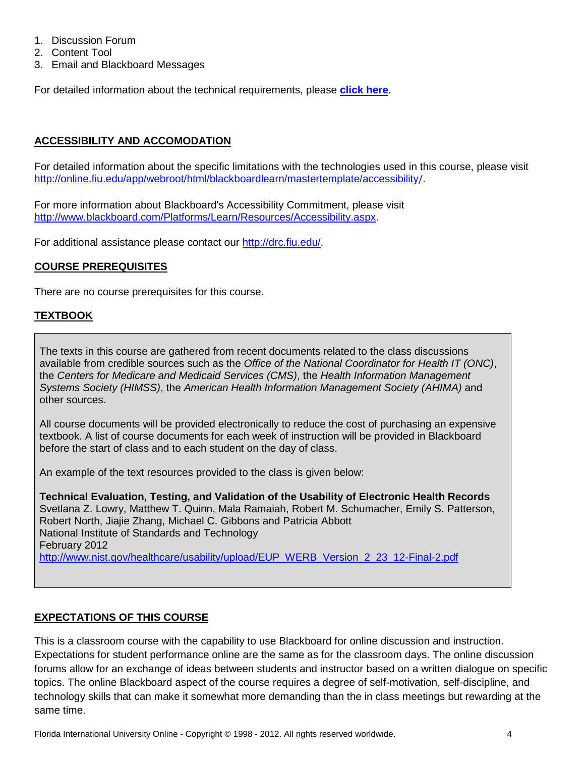1. Discussion Forum
2. Content Tool
3. Email and Blackboard Messages

For detailed information about the technical requirements, please **click here**.

## ACCESSIBILITY AND ACCOMODATION

For detailed information about the specific limitations with the technologies used in this course, please visit http://online.fiu.edu/app/webroot/html/blackboardlearn/mastertemplate/accessibility/.

For more information about Blackboard's Accessibility Commitment, please visit http://www.blackboard.com/Platforms/Learn/Resources/Accessibility.aspx.

For additional assistance please contact our http://drc.fiu.edu/.

## COURSE PREREQUISITES

There are no course prerequisites for this course.

## TEXTBOOK

The texts in this course are gathered from recent documents related to the class discussions available from credible sources such as the *Office of the National Coordinator for Health IT (ONC)*, the *Centers for Medicare and Medicaid Services (CMS)*, the *Health Information Management Systems Society (HIMSS)*, the *American Health Information Management Society (AHIMA)* and other sources.

All course documents will be provided electronically to reduce the cost of purchasing an expensive textbook. A list of course documents for each week of instruction will be provided in Blackboard before the start of class and to each student on the day of class.

An example of the text resources provided to the class is given below:

**Technical Evaluation, Testing, and Validation of the Usability of Electronic Health Records**
Svetlana Z. Lowry, Matthew T. Quinn, Mala Ramaiah, Robert M. Schumacher, Emily S. Patterson, Robert North, Jiajie Zhang, Michael C. Gibbons and Patricia Abbott
National Institute of Standards and Technology
February 2012
http://www.nist.gov/healthcare/usability/upload/EUP_WERB_Version_2_23_12-Final-2.pdf

## EXPECTATIONS OF THIS COURSE

This is a classroom course with the capability to use Blackboard for online discussion and instruction. Expectations for student performance online are the same as for the classroom days. The online discussion forums allow for an exchange of ideas between students and instructor based on a written dialogue on specific topics. The online Blackboard aspect of the course requires a degree of self-motivation, self-discipline, and technology skills that can make it somewhat more demanding than the in class meetings but rewarding at the same time.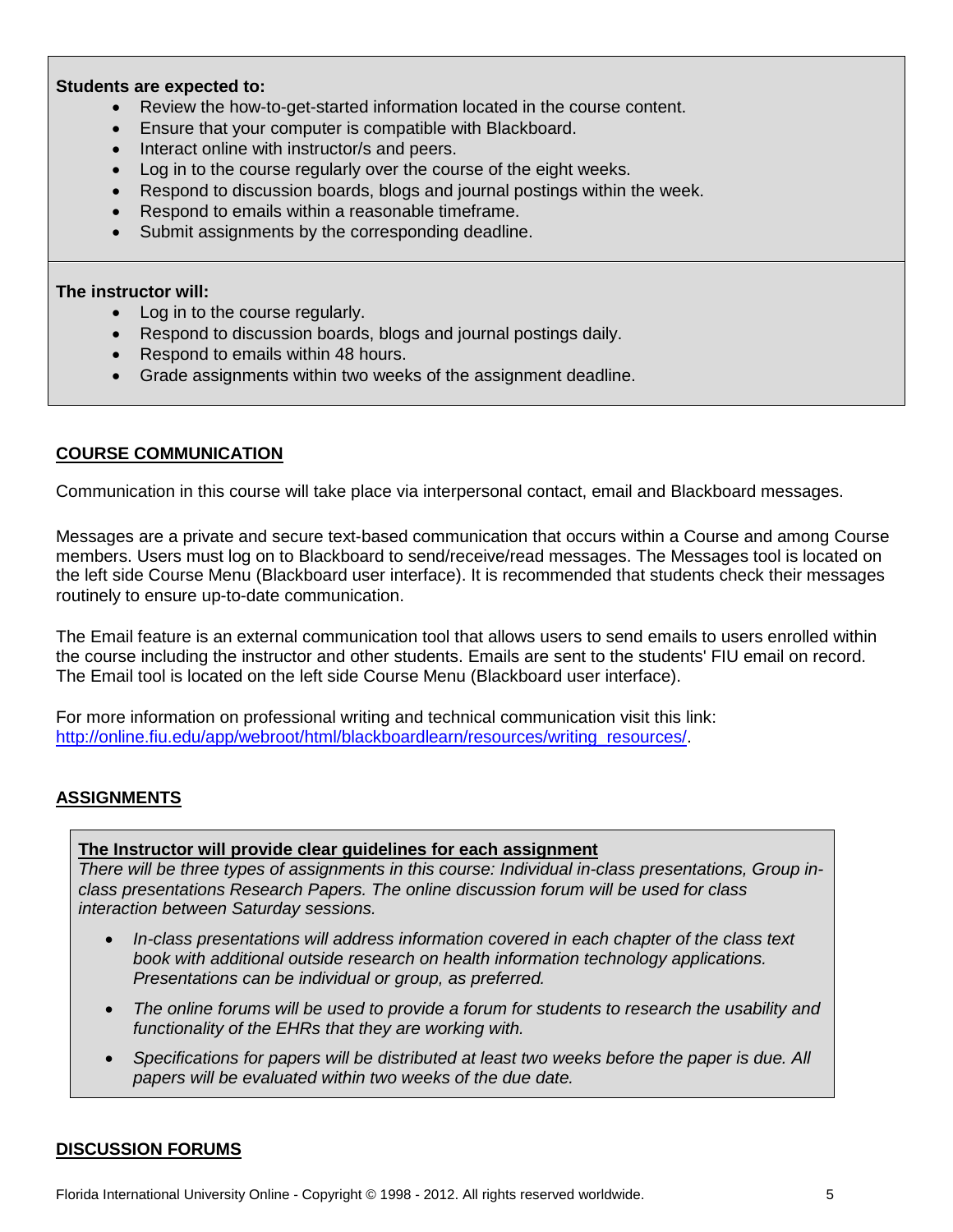**Students are expected to:**

- Review the how-to-get-started information located in the course content.
- Ensure that your computer is compatible with Blackboard.
- Interact online with instructor/s and peers.
- Log in to the course regularly over the course of the eight weeks.
- Respond to discussion boards, blogs and journal postings within the week.
- Respond to emails within a reasonable timeframe.
- Submit assignments by the corresponding deadline.

**The instructor will:**

- Log in to the course regularly.
- Respond to discussion boards, blogs and journal postings daily.
- Respond to emails within 48 hours.
- Grade assignments within two weeks of the assignment deadline.

## COURSE COMMUNICATION

Communication in this course will take place via interpersonal contact, email and Blackboard messages.

Messages are a private and secure text-based communication that occurs within a Course and among Course members. Users must log on to Blackboard to send/receive/read messages. The Messages tool is located on the left side Course Menu (Blackboard user interface). It is recommended that students check their messages routinely to ensure up-to-date communication.

The Email feature is an external communication tool that allows users to send emails to users enrolled within the course including the instructor and other students. Emails are sent to the students' FIU email on record. The Email tool is located on the left side Course Menu (Blackboard user interface).

For more information on professional writing and technical communication visit this link: [http://online.fiu.edu/app/webroot/html/blackboardlearn/resources/writing_resources/](http://online.fiu.edu/app/webroot/html/blackboardlearn/resources/writing_resources/).

## ASSIGNMENTS

**The Instructor will provide clear guidelines for each assignment**

*There will be three types of assignments in this course: Individual in-class presentations, Group in-class presentations Research Papers. The online discussion forum will be used for class interaction between Saturday sessions.*

- *In-class presentations will address information covered in each chapter of the class text book with additional outside research on health information technology applications. Presentations can be individual or group, as preferred.*
- *The online forums will be used to provide a forum for students to research the usability and functionality of the EHRs that they are working with.*
- *Specifications for papers will be distributed at least two weeks before the paper is due. All papers will be evaluated within two weeks of the due date.*

## DISCUSSION FORUMS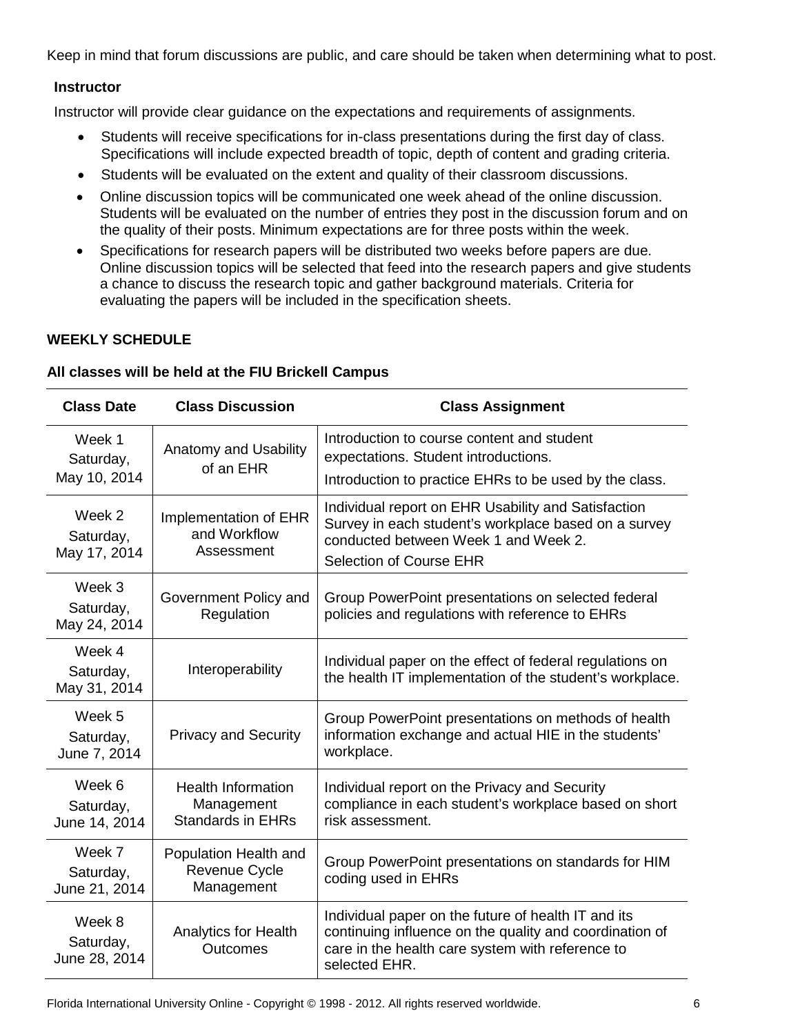Keep in mind that forum discussions are public, and care should be taken when determining what to post.

**Instructor**

Instructor will provide clear guidance on the expectations and requirements of assignments.

- Students will receive specifications for in-class presentations during the first day of class. Specifications will include expected breadth of topic, depth of content and grading criteria.
- Students will be evaluated on the extent and quality of their classroom discussions.
- Online discussion topics will be communicated one week ahead of the online discussion. Students will be evaluated on the number of entries they post in the discussion forum and on the quality of their posts. Minimum expectations are for three posts within the week.
- Specifications for research papers will be distributed two weeks before papers are due. Online discussion topics will be selected that feed into the research papers and give students a chance to discuss the research topic and gather background materials. Criteria for evaluating the papers will be included in the specification sheets.

**WEEKLY SCHEDULE**

**All classes will be held at the FIU Brickell Campus**

| Class Date | Class Discussion | Class Assignment |
|---|---|---|
| Week 1 Saturday, May 10, 2014 | Anatomy and Usability of an EHR | Introduction to course content and student expectations. Student introductions. Introduction to practice EHRs to be used by the class. |
| Week 2 Saturday, May 17, 2014 | Implementation of EHR and Workflow Assessment | Individual report on EHR Usability and Satisfaction Survey in each student's workplace based on a survey conducted between Week 1 and Week 2. Selection of Course EHR |
| Week 3 Saturday, May 24, 2014 | Government Policy and Regulation | Group PowerPoint presentations on selected federal policies and regulations with reference to EHRs |
| Week 4 Saturday, May 31, 2014 | Interoperability | Individual paper on the effect of federal regulations on the health IT implementation of the student's workplace. |
| Week 5 Saturday, June 7, 2014 | Privacy and Security | Group PowerPoint presentations on methods of health information exchange and actual HIE in the students' workplace. |
| Week 6 Saturday, June 14, 2014 | Health Information Management Standards in EHRs | Individual report on the Privacy and Security compliance in each student's workplace based on short risk assessment. |
| Week 7 Saturday, June 21, 2014 | Population Health and Revenue Cycle Management | Group PowerPoint presentations on standards for HIM coding used in EHRs |
| Week 8 Saturday, June 28, 2014 | Analytics for Health Outcomes | Individual paper on the future of health IT and its continuing influence on the quality and coordination of care in the health care system with reference to selected EHR. |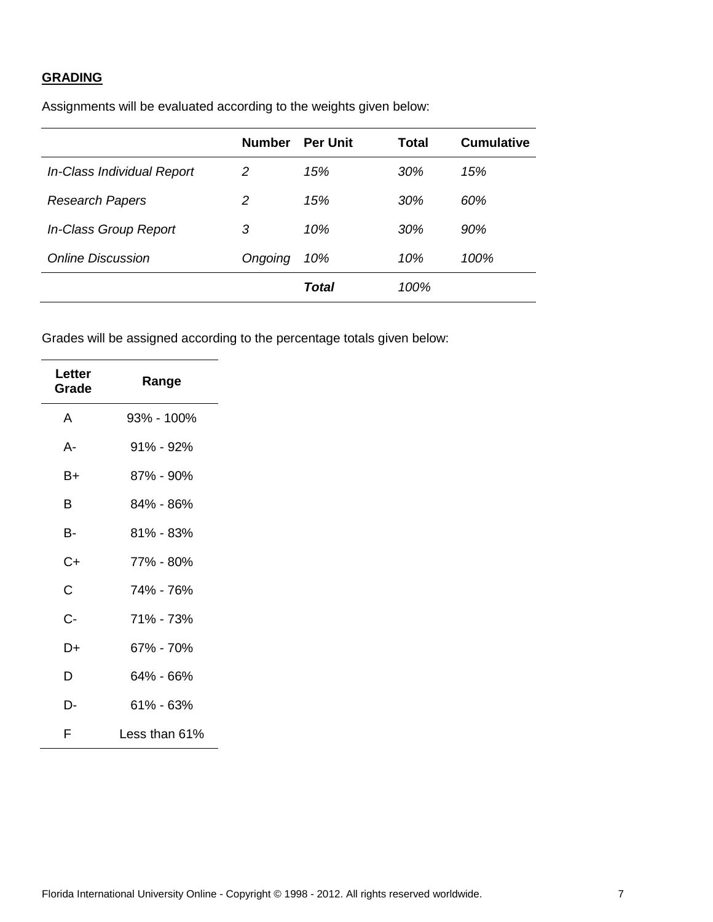**GRADING**

Assignments will be evaluated according to the weights given below:

| | Number | Per Unit | Total | Cumulative |
|---|---|---|---|---|
| *In-Class Individual Report* | *2* | *15%* | *30%* | *15%* |
| *Research Papers* | *2* | *15%* | *30%* | *60%* |
| *In-Class Group Report* | *3* | *10%* | *30%* | *90%* |
| *Online Discussion* | *Ongoing* | *10%* | *10%* | *100%* |
| | | ***Total*** | *100%* | |

Grades will be assigned according to the percentage totals given below:

| Letter Grade | Range |
|---|---|
| A | 93% - 100% |
| A- | 91% - 92% |
| B+ | 87% - 90% |
| B | 84% - 86% |
| B- | 81% - 83% |
| C+ | 77% - 80% |
| C | 74% - 76% |
| C- | 71% - 73% |
| D+ | 67% - 70% |
| D | 64% - 66% |
| D- | 61% - 63% |
| F | Less than 61% |